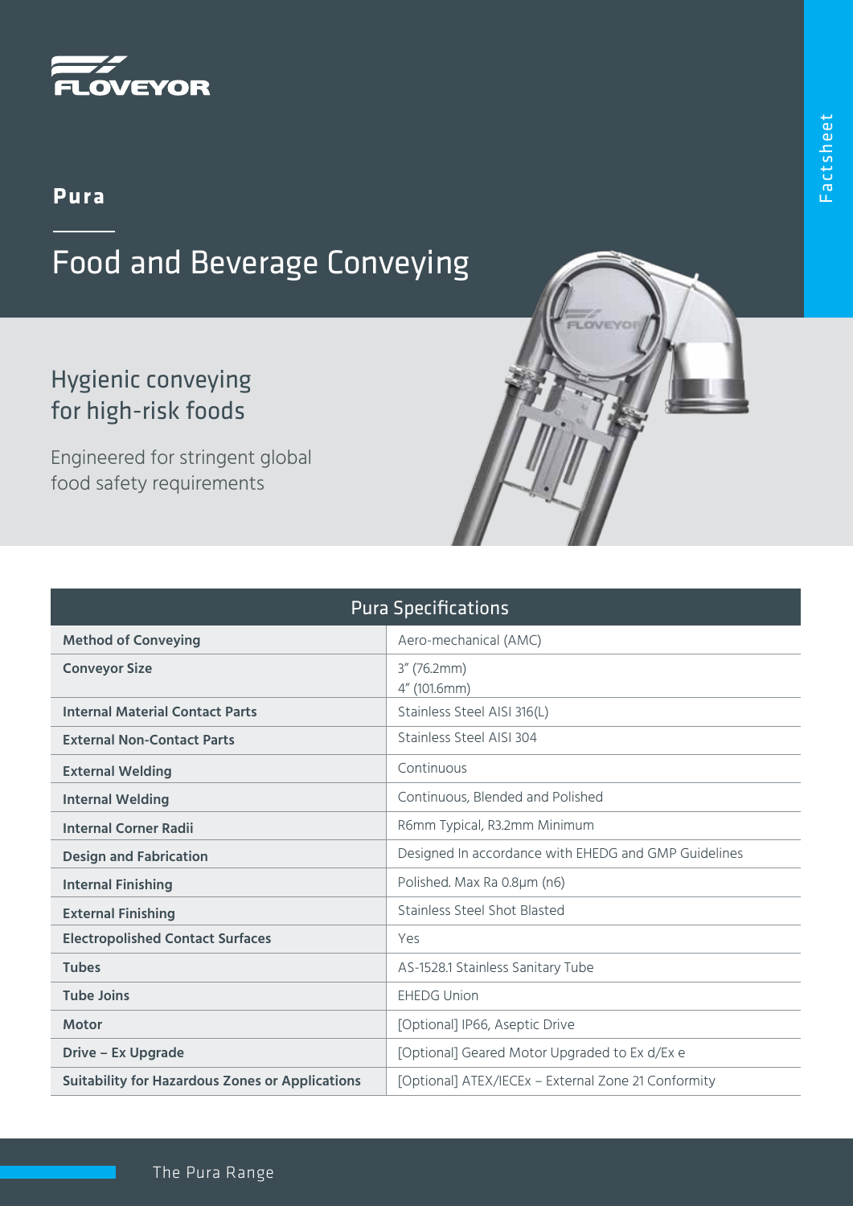FLOVEYOR

# Pura

## Food and Beverage Conveying

Factsheet

### Hygienic conveying for high-risk foods

Engineered for stringent global food safety requirements

| Pura Specifications | |
|---|---|
| **Method of Conveying** | Aero-mechanical (AMC) |
| **Conveyor Size** | 3" (76.2mm)<br>4" (101.6mm) |
| **Internal Material Contact Parts** | Stainless Steel AISI 316(L) |
| **External Non-Contact Parts** | Stainless Steel AISI 304 |
| **External Welding** | Continuous |
| **Internal Welding** | Continuous, Blended and Polished |
| **Internal Corner Radii** | R6mm Typical, R3.2mm Minimum |
| **Design and Fabrication** | Designed In accordance with EHEDG and GMP Guidelines |
| **Internal Finishing** | Polished. Max Ra 0.8µm (n6) |
| **External Finishing** | Stainless Steel Shot Blasted |
| **Electropolished Contact Surfaces** | Yes |
| **Tubes** | AS-1528.1 Stainless Sanitary Tube |
| **Tube Joins** | EHEDG Union |
| **Motor** | [Optional] IP66, Aseptic Drive |
| **Drive – Ex Upgrade** | [Optional] Geared Motor Upgraded to Ex d/Ex e |
| **Suitability for Hazardous Zones or Applications** | [Optional] ATEX/IECEx – External Zone 21 Conformity |

The Pura Range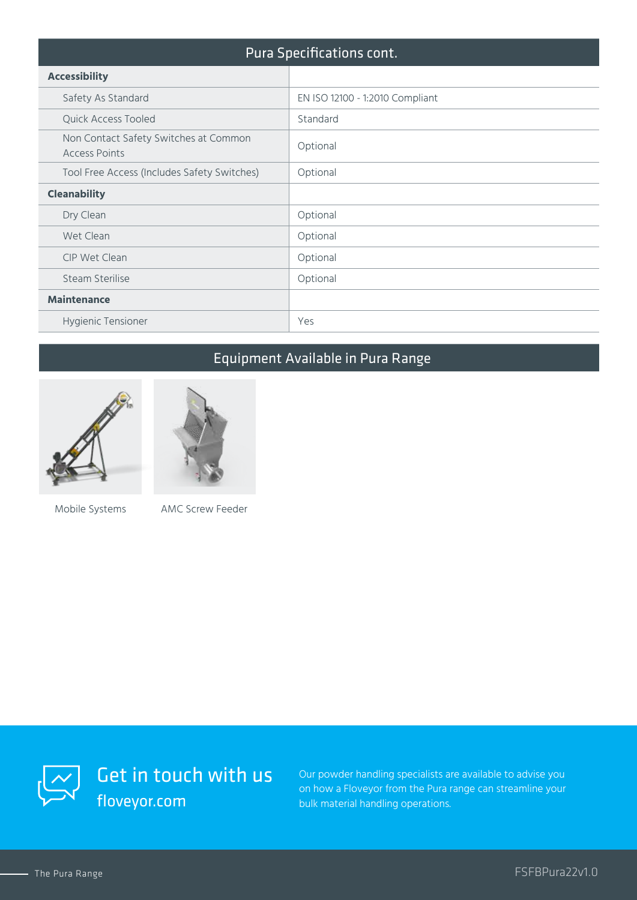## Pura Specifications cont.

| | |
|---|---|
| **Accessibility** | |
| Safety As Standard | EN ISO 12100 - 1:2010 Compliant |
| Quick Access Tooled | Standard |
| Non Contact Safety Switches at Common Access Points | Optional |
| Tool Free Access (Includes Safety Switches) | Optional |
| **Cleanability** | |
| Dry Clean | Optional |
| Wet Clean | Optional |
| CIP Wet Clean | Optional |
| Steam Sterilise | Optional |
| **Maintenance** | |
| Hygienic Tensioner | Yes |

## Equipment Available in Pura Range

Mobile Systems

AMC Screw Feeder

## Get in touch with us

floveyor.com

Our powder handling specialists are available to advise you on how a Floveyor from the Pura range can streamline your bulk material handling operations.

FSFBPura22v1.0